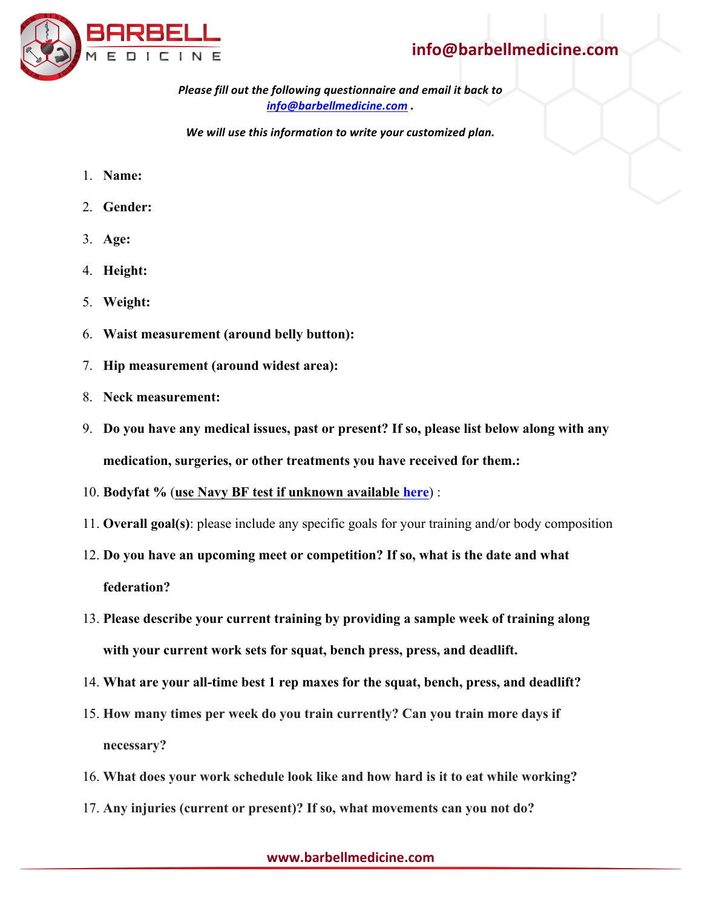BARBELL MEDICINE

info@barbellmedicine.com

***Please fill out the following questionnaire and email it back to [info@barbellmedicine.com](mailto:info@barbellmedicine.com) .***

***We will use this information to write your customized plan.***

1. **Name:**
2. **Gender:**
3. **Age:**
4. **Height:**
5. **Weight:**
6. **Waist measurement (around belly button):**
7. **Hip measurement (around widest area):**
8. **Neck measurement:**
9. **Do you have any medical issues, past or present? If so, please list below along with any medication, surgeries, or other treatments you have received for them.:**
10. **Bodyfat %** (**use Navy BF test if unknown available here**) :
11. **Overall goal(s)**: please include any specific goals for your training and/or body composition
12. **Do you have an upcoming meet or competition? If so, what is the date and what federation?**
13. **Please describe your current training by providing a sample week of training along with your current work sets for squat, bench press, press, and deadlift.**
14. **What are your all-time best 1 rep maxes for the squat, bench, press, and deadlift?**
15. **How many times per week do you train currently? Can you train more days if necessary?**
16. **What does your work schedule look like and how hard is it to eat while working?**
17. **Any injuries (current or present)? If so, what movements can you not do?**

www.barbellmedicine.com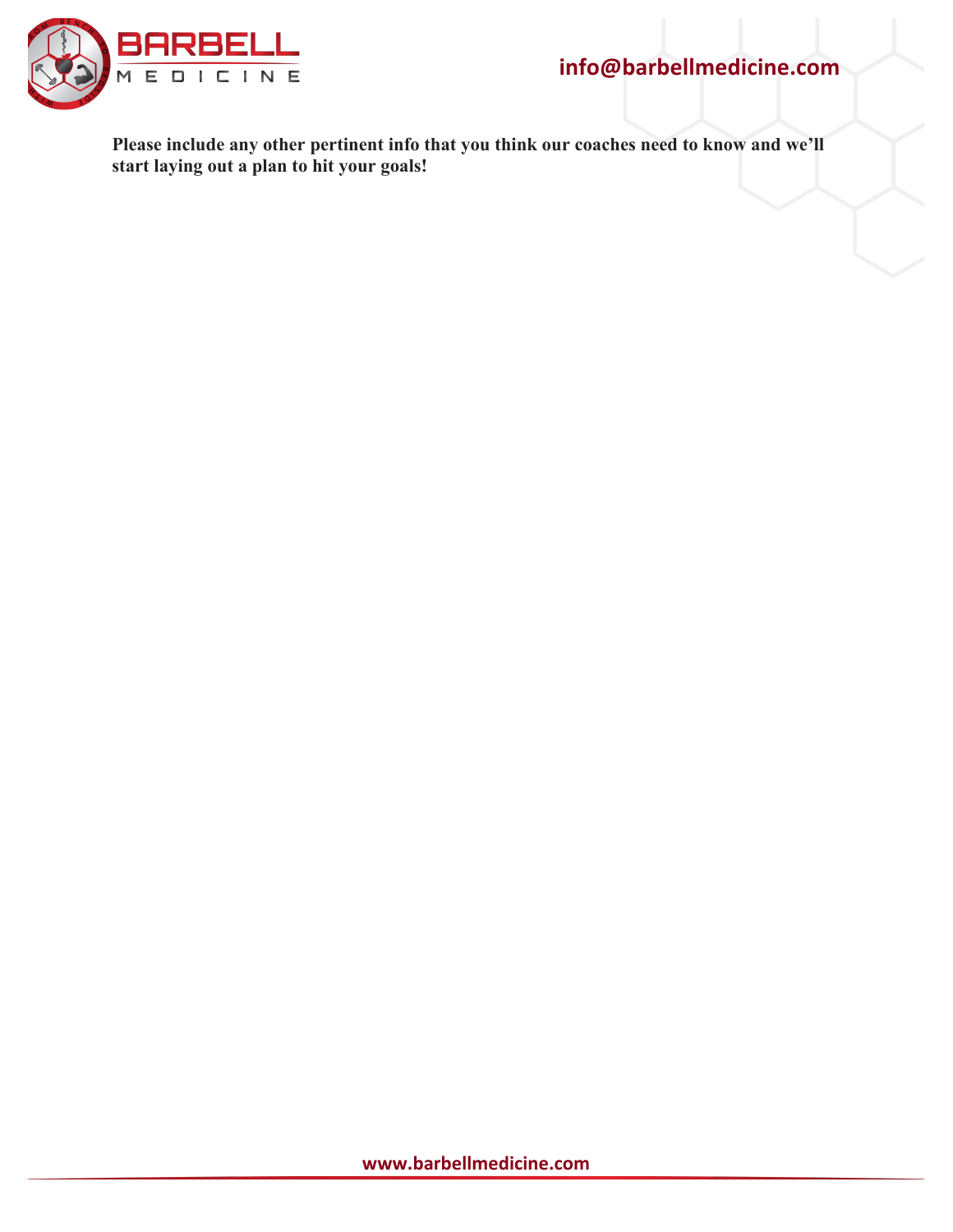**Please include any other pertinent info that you think our coaches need to know and we'll start laying out a plan to hit your goals!**